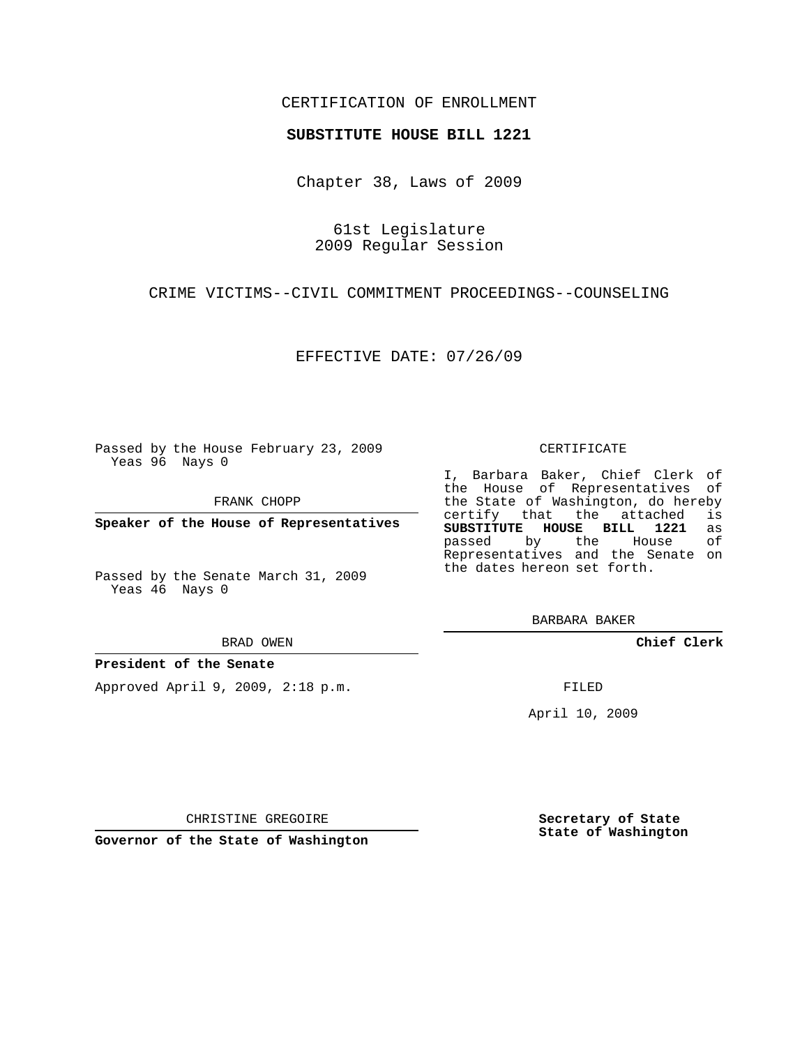CERTIFICATION OF ENROLLMENT

**SUBSTITUTE HOUSE BILL 1221**

Chapter 38, Laws of 2009

61st Legislature
2009 Regular Session

CRIME VICTIMS--CIVIL COMMITMENT PROCEEDINGS--COUNSELING

EFFECTIVE DATE: 07/26/09

Passed by the House February 23, 2009
Yeas 96 Nays 0

FRANK CHOPP

**Speaker of the House of Representatives**

Passed by the Senate March 31, 2009
Yeas 46 Nays 0

BRAD OWEN

**President of the Senate**

Approved April 9, 2009, 2:18 p.m.

CHRISTINE GREGOIRE

**Governor of the State of Washington**

CERTIFICATE

I, Barbara Baker, Chief Clerk of the House of Representatives of the State of Washington, do hereby certify that the attached is **SUBSTITUTE HOUSE BILL 1221** as passed by the House of Representatives and the Senate on the dates hereon set forth.

BARBARA BAKER

**Chief Clerk**

FILED

April 10, 2009

**Secretary of State**
**State of Washington**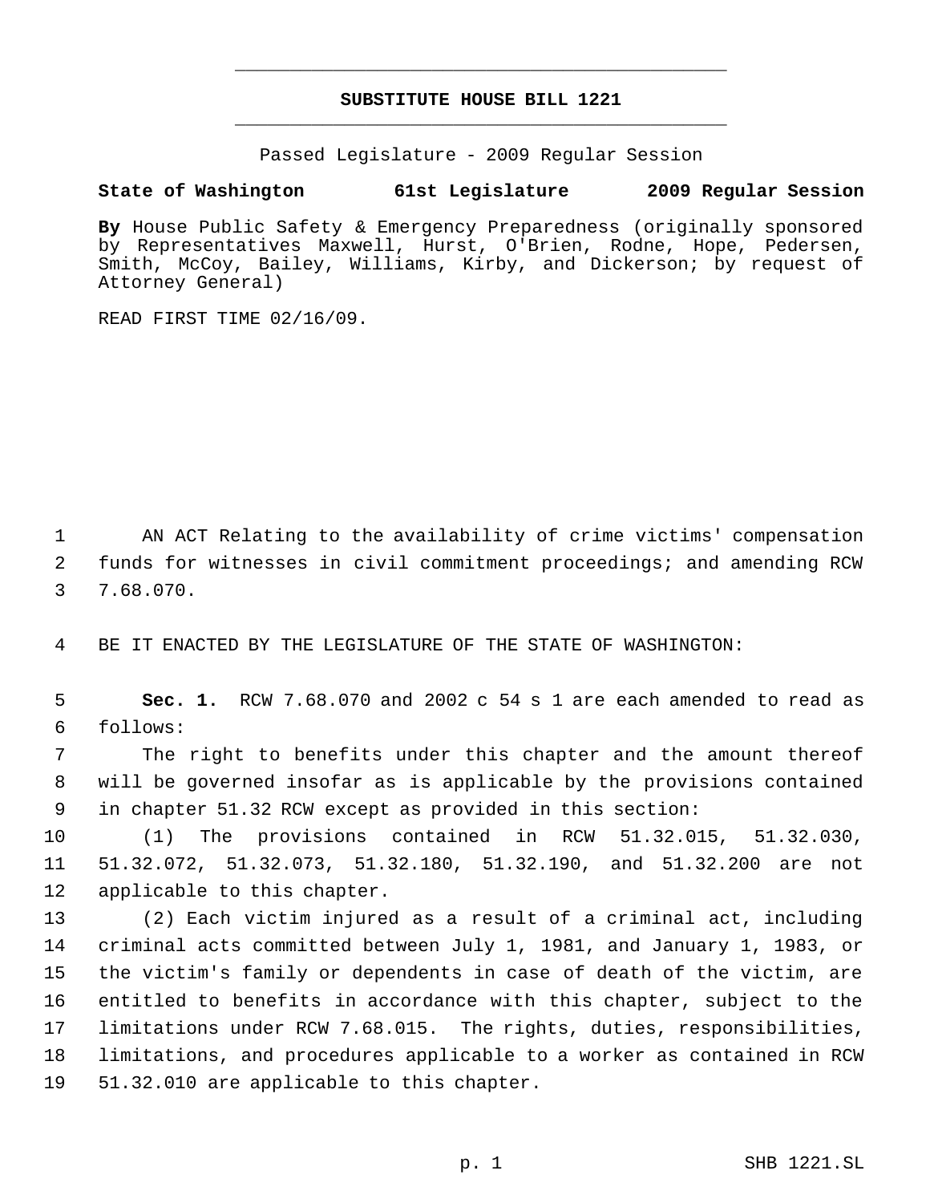# SUBSTITUTE HOUSE BILL 1221

Passed Legislature - 2009 Regular Session

**State of Washington 61st Legislature 2009 Regular Session**

**By** House Public Safety & Emergency Preparedness (originally sponsored by Representatives Maxwell, Hurst, O'Brien, Rodne, Hope, Pedersen, Smith, McCoy, Bailey, Williams, Kirby, and Dickerson; by request of Attorney General)

READ FIRST TIME 02/16/09.

AN ACT Relating to the availability of crime victims' compensation funds for witnesses in civil commitment proceedings; and amending RCW 7.68.070.

BE IT ENACTED BY THE LEGISLATURE OF THE STATE OF WASHINGTON:

**Sec. 1.** RCW 7.68.070 and 2002 c 54 s 1 are each amended to read as follows:

The right to benefits under this chapter and the amount thereof will be governed insofar as is applicable by the provisions contained in chapter 51.32 RCW except as provided in this section:

(1) The provisions contained in RCW 51.32.015, 51.32.030, 51.32.072, 51.32.073, 51.32.180, 51.32.190, and 51.32.200 are not applicable to this chapter.

(2) Each victim injured as a result of a criminal act, including criminal acts committed between July 1, 1981, and January 1, 1983, or the victim's family or dependents in case of death of the victim, are entitled to benefits in accordance with this chapter, subject to the limitations under RCW 7.68.015. The rights, duties, responsibilities, limitations, and procedures applicable to a worker as contained in RCW 51.32.010 are applicable to this chapter.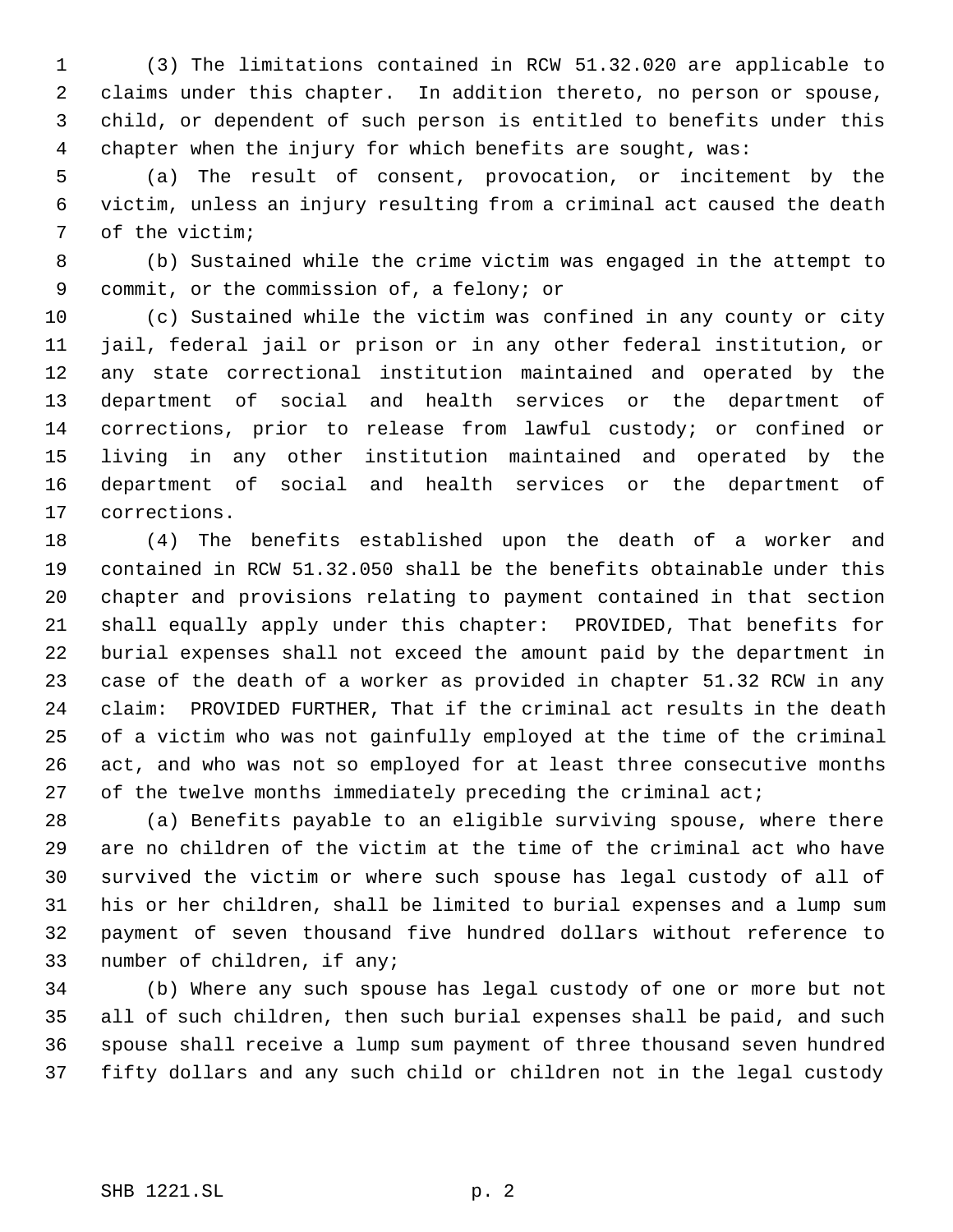(3) The limitations contained in RCW 51.32.020 are applicable to claims under this chapter. In addition thereto, no person or spouse, child, or dependent of such person is entitled to benefits under this chapter when the injury for which benefits are sought, was:

(a) The result of consent, provocation, or incitement by the victim, unless an injury resulting from a criminal act caused the death of the victim;

(b) Sustained while the crime victim was engaged in the attempt to commit, or the commission of, a felony; or

(c) Sustained while the victim was confined in any county or city jail, federal jail or prison or in any other federal institution, or any state correctional institution maintained and operated by the department of social and health services or the department of corrections, prior to release from lawful custody; or confined or living in any other institution maintained and operated by the department of social and health services or the department of corrections.

(4) The benefits established upon the death of a worker and contained in RCW 51.32.050 shall be the benefits obtainable under this chapter and provisions relating to payment contained in that section shall equally apply under this chapter: PROVIDED, That benefits for burial expenses shall not exceed the amount paid by the department in case of the death of a worker as provided in chapter 51.32 RCW in any claim: PROVIDED FURTHER, That if the criminal act results in the death of a victim who was not gainfully employed at the time of the criminal act, and who was not so employed for at least three consecutive months of the twelve months immediately preceding the criminal act;

(a) Benefits payable to an eligible surviving spouse, where there are no children of the victim at the time of the criminal act who have survived the victim or where such spouse has legal custody of all of his or her children, shall be limited to burial expenses and a lump sum payment of seven thousand five hundred dollars without reference to number of children, if any;

(b) Where any such spouse has legal custody of one or more but not all of such children, then such burial expenses shall be paid, and such spouse shall receive a lump sum payment of three thousand seven hundred fifty dollars and any such child or children not in the legal custody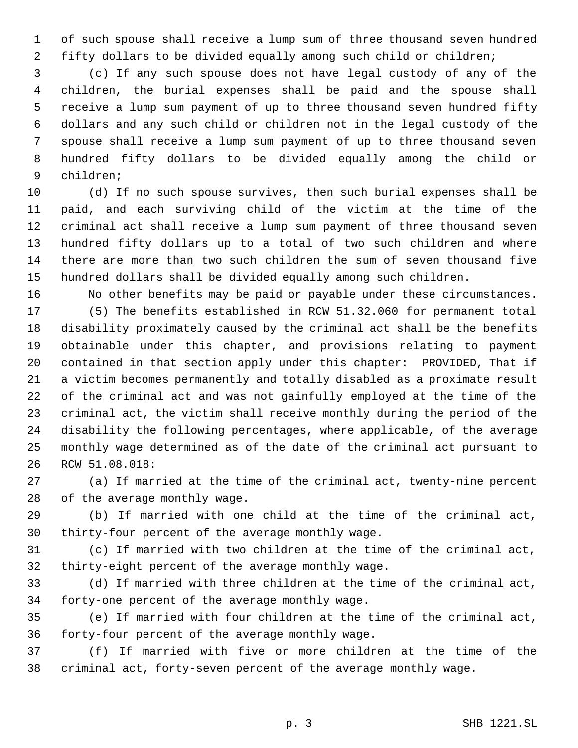of such spouse shall receive a lump sum of three thousand seven hundred fifty dollars to be divided equally among such child or children;

(c) If any such spouse does not have legal custody of any of the children, the burial expenses shall be paid and the spouse shall receive a lump sum payment of up to three thousand seven hundred fifty dollars and any such child or children not in the legal custody of the spouse shall receive a lump sum payment of up to three thousand seven hundred fifty dollars to be divided equally among the child or children;

(d) If no such spouse survives, then such burial expenses shall be paid, and each surviving child of the victim at the time of the criminal act shall receive a lump sum payment of three thousand seven hundred fifty dollars up to a total of two such children and where there are more than two such children the sum of seven thousand five hundred dollars shall be divided equally among such children.

No other benefits may be paid or payable under these circumstances.

(5) The benefits established in RCW 51.32.060 for permanent total disability proximately caused by the criminal act shall be the benefits obtainable under this chapter, and provisions relating to payment contained in that section apply under this chapter: PROVIDED, That if a victim becomes permanently and totally disabled as a proximate result of the criminal act and was not gainfully employed at the time of the criminal act, the victim shall receive monthly during the period of the disability the following percentages, where applicable, of the average monthly wage determined as of the date of the criminal act pursuant to RCW 51.08.018:

(a) If married at the time of the criminal act, twenty-nine percent of the average monthly wage.

(b) If married with one child at the time of the criminal act, thirty-four percent of the average monthly wage.

(c) If married with two children at the time of the criminal act, thirty-eight percent of the average monthly wage.

(d) If married with three children at the time of the criminal act, forty-one percent of the average monthly wage.

(e) If married with four children at the time of the criminal act, forty-four percent of the average monthly wage.

(f) If married with five or more children at the time of the criminal act, forty-seven percent of the average monthly wage.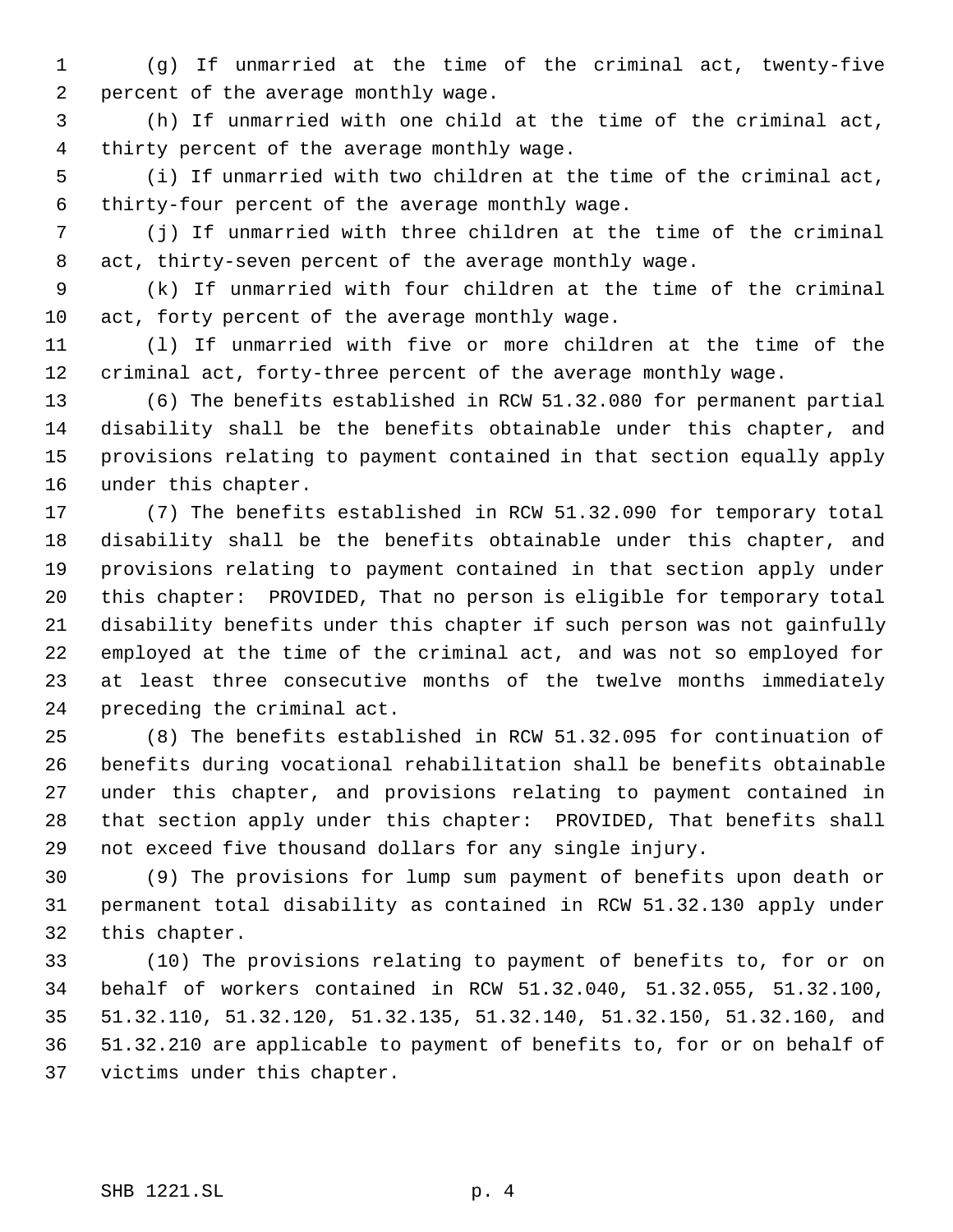(g) If unmarried at the time of the criminal act, twenty-five percent of the average monthly wage.

(h) If unmarried with one child at the time of the criminal act, thirty percent of the average monthly wage.

(i) If unmarried with two children at the time of the criminal act, thirty-four percent of the average monthly wage.

(j) If unmarried with three children at the time of the criminal act, thirty-seven percent of the average monthly wage.

(k) If unmarried with four children at the time of the criminal act, forty percent of the average monthly wage.

(l) If unmarried with five or more children at the time of the criminal act, forty-three percent of the average monthly wage.

(6) The benefits established in RCW 51.32.080 for permanent partial disability shall be the benefits obtainable under this chapter, and provisions relating to payment contained in that section equally apply under this chapter.

(7) The benefits established in RCW 51.32.090 for temporary total disability shall be the benefits obtainable under this chapter, and provisions relating to payment contained in that section apply under this chapter: PROVIDED, That no person is eligible for temporary total disability benefits under this chapter if such person was not gainfully employed at the time of the criminal act, and was not so employed for at least three consecutive months of the twelve months immediately preceding the criminal act.

(8) The benefits established in RCW 51.32.095 for continuation of benefits during vocational rehabilitation shall be benefits obtainable under this chapter, and provisions relating to payment contained in that section apply under this chapter: PROVIDED, That benefits shall not exceed five thousand dollars for any single injury.

(9) The provisions for lump sum payment of benefits upon death or permanent total disability as contained in RCW 51.32.130 apply under this chapter.

(10) The provisions relating to payment of benefits to, for or on behalf of workers contained in RCW 51.32.040, 51.32.055, 51.32.100, 51.32.110, 51.32.120, 51.32.135, 51.32.140, 51.32.150, 51.32.160, and 51.32.210 are applicable to payment of benefits to, for or on behalf of victims under this chapter.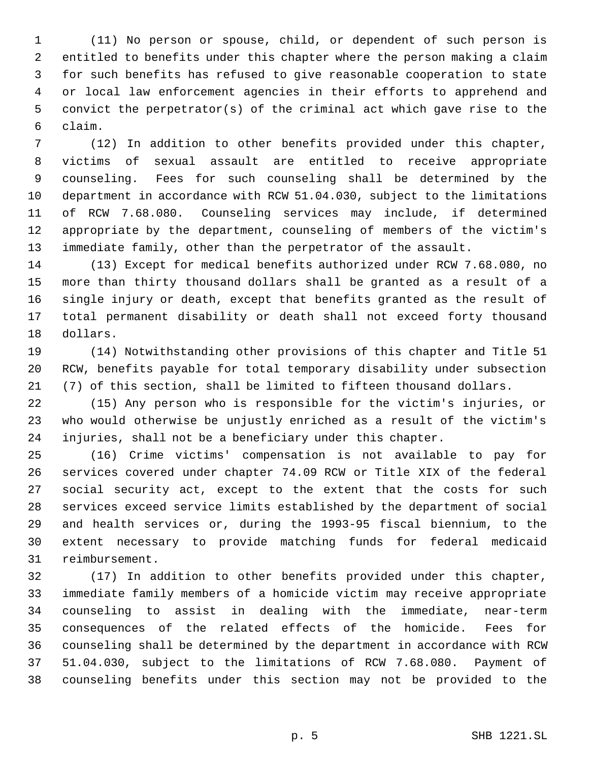(11) No person or spouse, child, or dependent of such person is entitled to benefits under this chapter where the person making a claim for such benefits has refused to give reasonable cooperation to state or local law enforcement agencies in their efforts to apprehend and convict the perpetrator(s) of the criminal act which gave rise to the claim.

(12) In addition to other benefits provided under this chapter, victims of sexual assault are entitled to receive appropriate counseling. Fees for such counseling shall be determined by the department in accordance with RCW 51.04.030, subject to the limitations of RCW 7.68.080. Counseling services may include, if determined appropriate by the department, counseling of members of the victim's immediate family, other than the perpetrator of the assault.

(13) Except for medical benefits authorized under RCW 7.68.080, no more than thirty thousand dollars shall be granted as a result of a single injury or death, except that benefits granted as the result of total permanent disability or death shall not exceed forty thousand dollars.

(14) Notwithstanding other provisions of this chapter and Title 51 RCW, benefits payable for total temporary disability under subsection (7) of this section, shall be limited to fifteen thousand dollars.

(15) Any person who is responsible for the victim's injuries, or who would otherwise be unjustly enriched as a result of the victim's injuries, shall not be a beneficiary under this chapter.

(16) Crime victims' compensation is not available to pay for services covered under chapter 74.09 RCW or Title XIX of the federal social security act, except to the extent that the costs for such services exceed service limits established by the department of social and health services or, during the 1993-95 fiscal biennium, to the extent necessary to provide matching funds for federal medicaid reimbursement.

(17) In addition to other benefits provided under this chapter, immediate family members of a homicide victim may receive appropriate counseling to assist in dealing with the immediate, near-term consequences of the related effects of the homicide. Fees for counseling shall be determined by the department in accordance with RCW 51.04.030, subject to the limitations of RCW 7.68.080. Payment of counseling benefits under this section may not be provided to the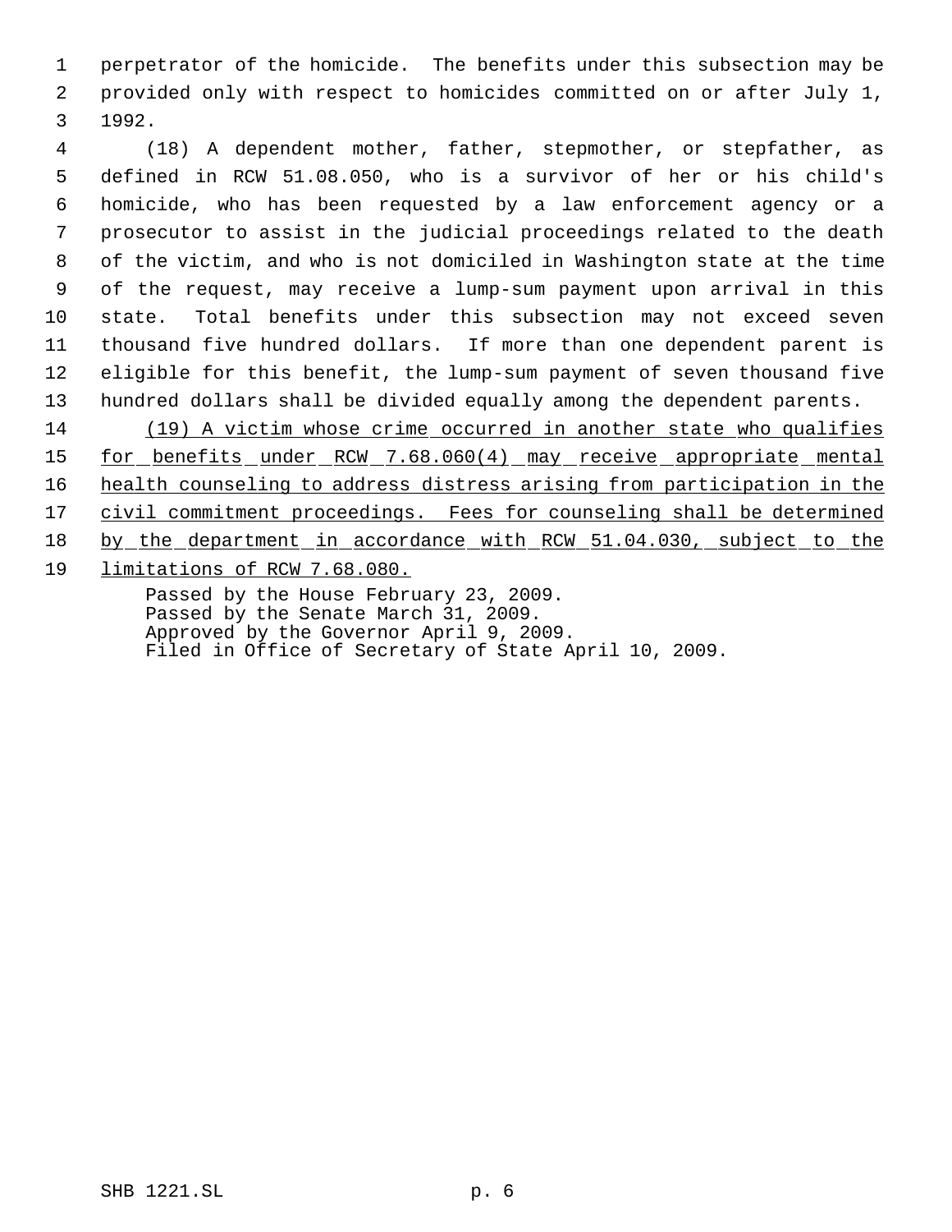perpetrator of the homicide. The benefits under this subsection may be provided only with respect to homicides committed on or after July 1, 1992.

(18) A dependent mother, father, stepmother, or stepfather, as defined in RCW 51.08.050, who is a survivor of her or his child's homicide, who has been requested by a law enforcement agency or a prosecutor to assist in the judicial proceedings related to the death of the victim, and who is not domiciled in Washington state at the time of the request, may receive a lump-sum payment upon arrival in this state. Total benefits under this subsection may not exceed seven thousand five hundred dollars. If more than one dependent parent is eligible for this benefit, the lump-sum payment of seven thousand five hundred dollars shall be divided equally among the dependent parents.

<u>(19) A victim whose crime occurred in another state who qualifies for benefits under RCW 7.68.060(4) may receive appropriate mental health counseling to address distress arising from participation in the civil commitment proceedings. Fees for counseling shall be determined by the department in accordance with RCW 51.04.030, subject to the limitations of RCW 7.68.080.</u>

Passed by the House February 23, 2009.
Passed by the Senate March 31, 2009.
Approved by the Governor April 9, 2009.
Filed in Office of Secretary of State April 10, 2009.